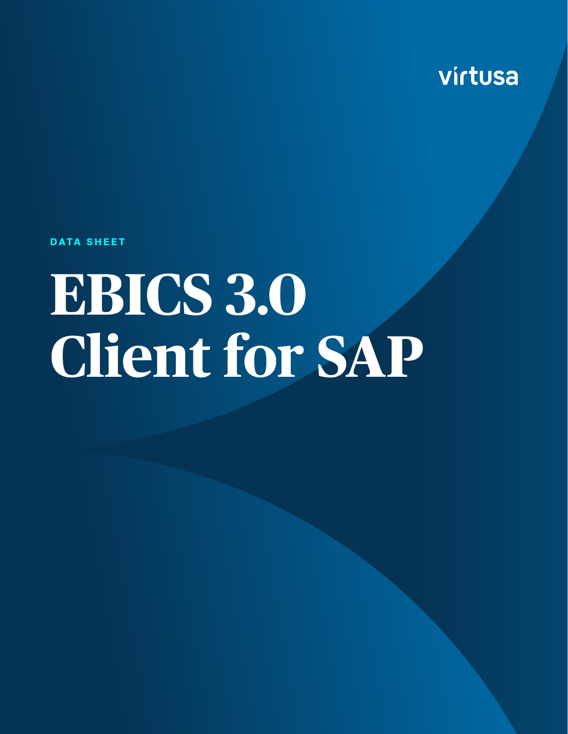virtusa

DATA SHEET

# EBICS 3.0 Client for SAP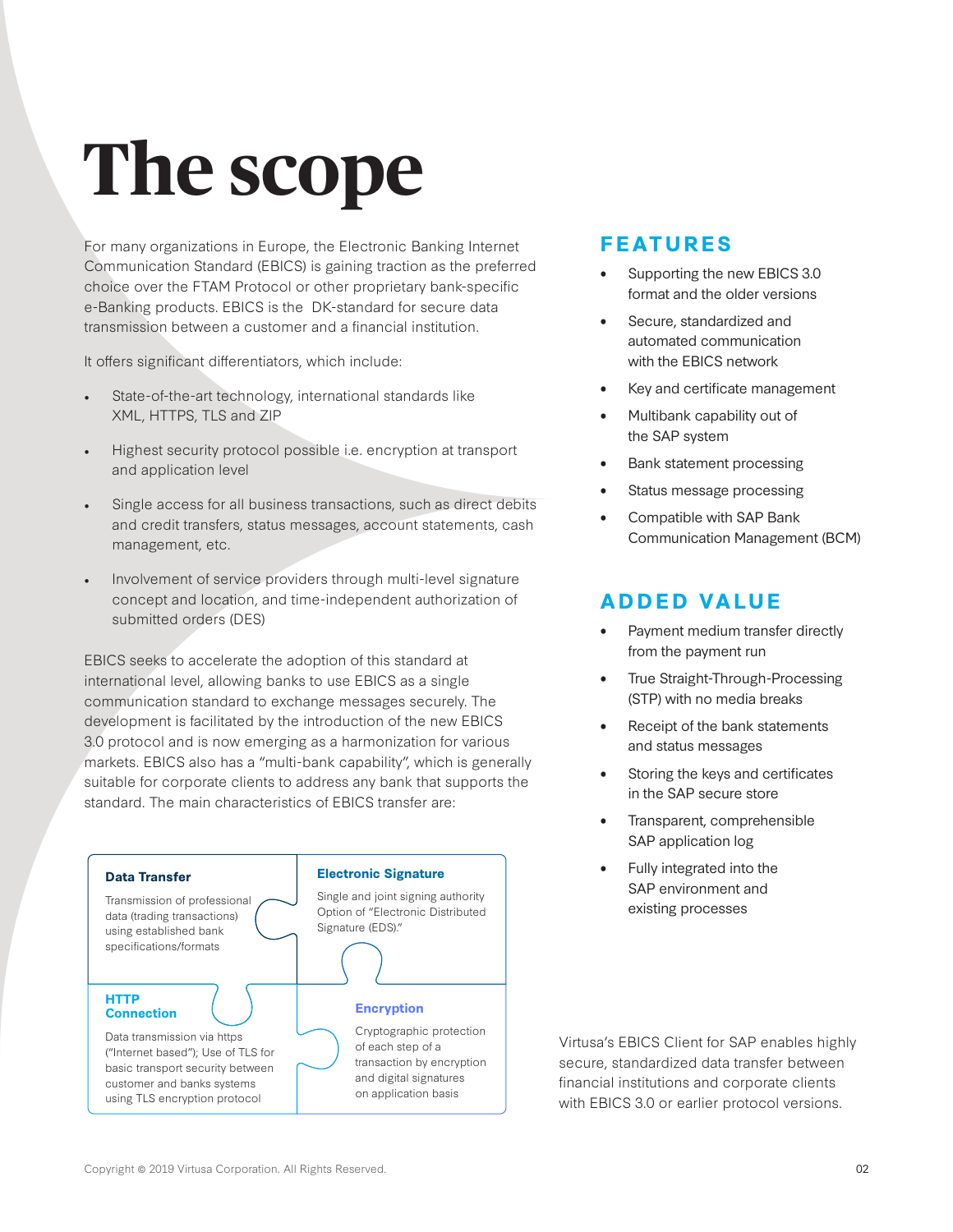# The scope

For many organizations in Europe, the Electronic Banking Internet Communication Standard (EBICS) is gaining traction as the preferred choice over the FTAM Protocol or other proprietary bank-specific e-Banking products. EBICS is the DK-standard for secure data transmission between a customer and a financial institution.

It offers significant differentiators, which include:

- State-of-the-art technology, international standards like XML, HTTPS, TLS and ZIP
- Highest security protocol possible i.e. encryption at transport and application level
- Single access for all business transactions, such as direct debits and credit transfers, status messages, account statements, cash management, etc.
- Involvement of service providers through multi-level signature concept and location, and time-independent authorization of submitted orders (DES)

EBICS seeks to accelerate the adoption of this standard at international level, allowing banks to use EBICS as a single communication standard to exchange messages securely. The development is facilitated by the introduction of the new EBICS 3.0 protocol and is now emerging as a harmonization for various markets. EBICS also has a "multi-bank capability", which is generally suitable for corporate clients to address any bank that supports the standard. The main characteristics of EBICS transfer are:

**Data Transfer**

Transmission of professional data (trading transactions) using established bank specifications/formats

**Electronic Signature**

Single and joint signing authority Option of "Electronic Distributed Signature (EDS)."

**HTTP Connection**

Data transmission via https ("Internet based"); Use of TLS for basic transport security between customer and banks systems using TLS encryption protocol

**Encryption**

Cryptographic protection of each step of a transaction by encryption and digital signatures on application basis

## FEATURES

- Supporting the new EBICS 3.0 format and the older versions
- Secure, standardized and automated communication with the EBICS network
- Key and certificate management
- Multibank capability out of the SAP system
- Bank statement processing
- Status message processing
- Compatible with SAP Bank Communication Management (BCM)

## ADDED VALUE

- Payment medium transfer directly from the payment run
- True Straight-Through-Processing (STP) with no media breaks
- Receipt of the bank statements and status messages
- Storing the keys and certificates in the SAP secure store
- Transparent, comprehensible SAP application log
- Fully integrated into the SAP environment and existing processes

Virtusa's EBICS Client for SAP enables highly secure, standardized data transfer between financial institutions and corporate clients with EBICS 3.0 or earlier protocol versions.

Copyright © 2019 Virtusa Corporation. All Rights Reserved.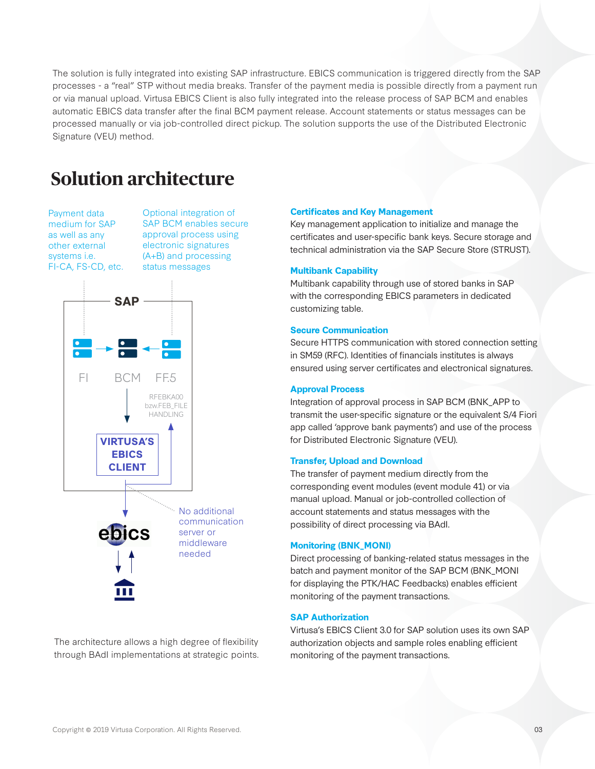The solution is fully integrated into existing SAP infrastructure. EBICS communication is triggered directly from the SAP processes - a "real" STP without media breaks. Transfer of the payment media is possible directly from a payment run or via manual upload. Virtusa EBICS Client is also fully integrated into the release process of SAP BCM and enables automatic EBICS data transfer after the final BCM payment release. Account statements or status messages can be processed manually or via job-controlled direct pickup. The solution supports the use of the Distributed Electronic Signature (VEU) method.

# Solution architecture

Payment data medium for SAP as well as any other external systems i.e. FI-CA, FS-CD, etc.

Optional integration of SAP BCM enables secure approval process using electronic signatures (A+B) and processing status messages

SAP

FI BCM FF.5

RFEBKA00 bzw.FEB_FILE HANDLING

VIRTUSA'S EBICS CLIENT

ebics

No additional communication server or middleware needed

The architecture allows a high degree of flexibility through BAdI implementations at strategic points.

### Certificates and Key Management

Key management application to initialize and manage the certificates and user-specific bank keys. Secure storage and technical administration via the SAP Secure Store (STRUST).

### Multibank Capability

Multibank capability through use of stored banks in SAP with the corresponding EBICS parameters in dedicated customizing table.

### Secure Communication

Secure HTTPS communication with stored connection setting in SM59 (RFC). Identities of financials institutes is always ensured using server certificates and electronical signatures.

### Approval Process

Integration of approval process in SAP BCM (BNK_APP to transmit the user-specific signature or the equivalent S/4 Fiori app called 'approve bank payments') and use of the process for Distributed Electronic Signature (VEU).

### Transfer, Upload and Download

The transfer of payment medium directly from the corresponding event modules (event module 41) or via manual upload. Manual or job-controlled collection of account statements and status messages with the possibility of direct processing via BAdI.

### Monitoring (BNK_MONI)

Direct processing of banking-related status messages in the batch and payment monitor of the SAP BCM (BNK_MONI for displaying the PTK/HAC Feedbacks) enables efficient monitoring of the payment transactions.

### SAP Authorization

Virtusa's EBICS Client 3.0 for SAP solution uses its own SAP authorization objects and sample roles enabling efficient monitoring of the payment transactions.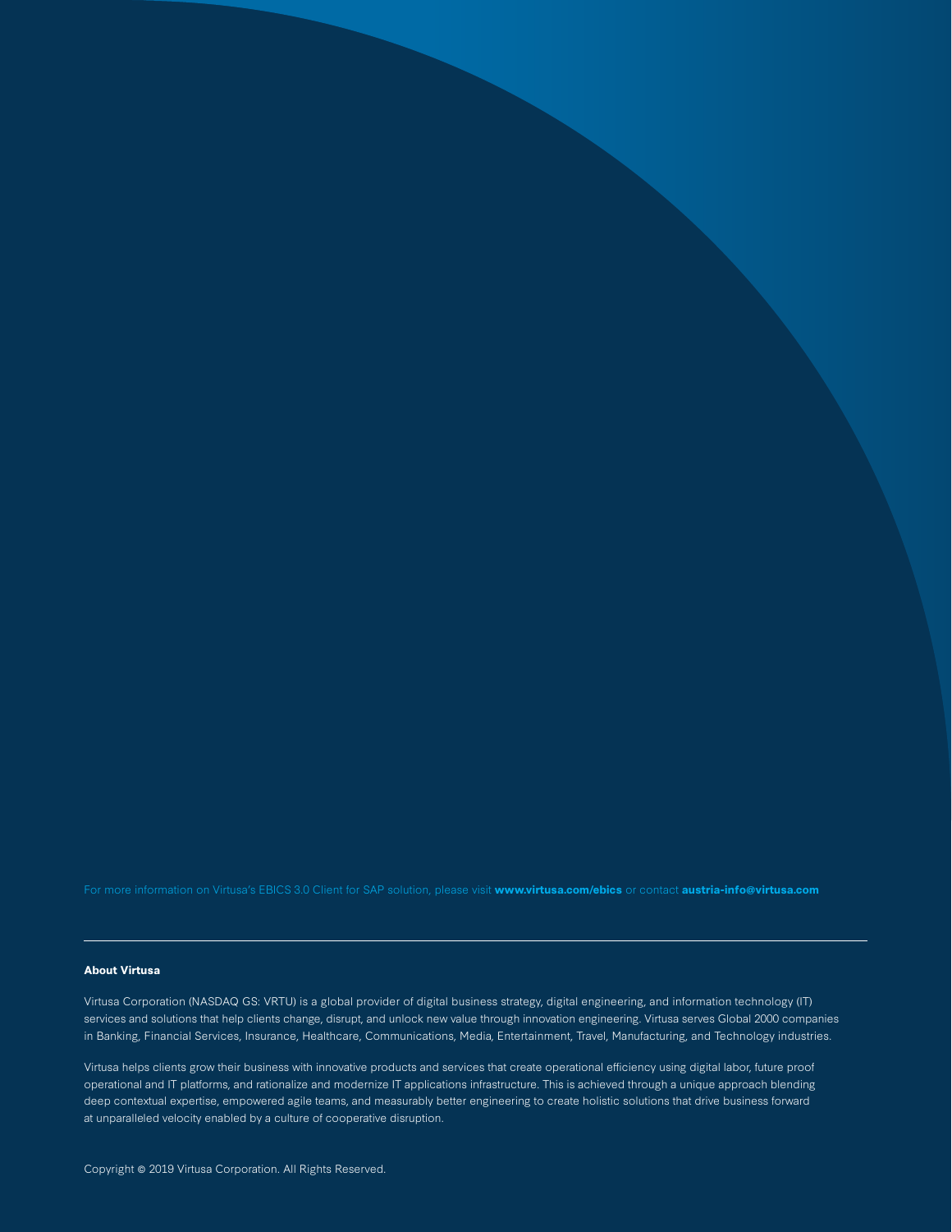For more information on Virtusa's EBICS 3.0 Client for SAP solution, please visit **www.virtusa.com/ebics** or contact **austria-info@virtusa.com**

---

**About Virtusa**

Virtusa Corporation (NASDAQ GS: VRTU) is a global provider of digital business strategy, digital engineering, and information technology (IT) services and solutions that help clients change, disrupt, and unlock new value through innovation engineering. Virtusa serves Global 2000 companies in Banking, Financial Services, Insurance, Healthcare, Communications, Media, Entertainment, Travel, Manufacturing, and Technology industries.

Virtusa helps clients grow their business with innovative products and services that create operational efficiency using digital labor, future proof operational and IT platforms, and rationalize and modernize IT applications infrastructure. This is achieved through a unique approach blending deep contextual expertise, empowered agile teams, and measurably better engineering to create holistic solutions that drive business forward at unparalleled velocity enabled by a culture of cooperative disruption.

Copyright © 2019 Virtusa Corporation. All Rights Reserved.